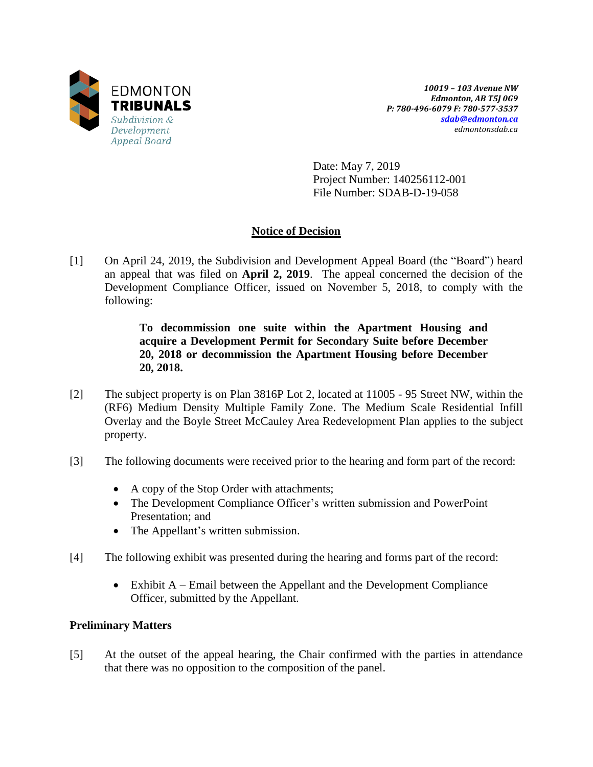EDMONTON
**TRIBUNALS**
*Subdivision & Development Appeal Board*

***10019 – 103 Avenue NW***
***Edmonton, AB T5J 0G9***
***P: 780-496-6079 F: 780-577-3537***
***sdab@edmonton.ca***
*edmontonsdab.ca*

Date: May 7, 2019
Project Number: 140256112-001
File Number: SDAB-D-19-058

## Notice of Decision

[1] On April 24, 2019, the Subdivision and Development Appeal Board (the "Board") heard an appeal that was filed on **April 2, 2019**. The appeal concerned the decision of the Development Compliance Officer, issued on November 5, 2018, to comply with the following:

> **To decommission one suite within the Apartment Housing and acquire a Development Permit for Secondary Suite before December 20, 2018 or decommission the Apartment Housing before December 20, 2018.**

[2] The subject property is on Plan 3816P Lot 2, located at 11005 - 95 Street NW, within the (RF6) Medium Density Multiple Family Zone. The Medium Scale Residential Infill Overlay and the Boyle Street McCauley Area Redevelopment Plan applies to the subject property.

[3] The following documents were received prior to the hearing and form part of the record:

- A copy of the Stop Order with attachments;
- The Development Compliance Officer's written submission and PowerPoint Presentation; and
- The Appellant's written submission.

[4] The following exhibit was presented during the hearing and forms part of the record:

- Exhibit A – Email between the Appellant and the Development Compliance Officer, submitted by the Appellant.

### Preliminary Matters

[5] At the outset of the appeal hearing, the Chair confirmed with the parties in attendance that there was no opposition to the composition of the panel.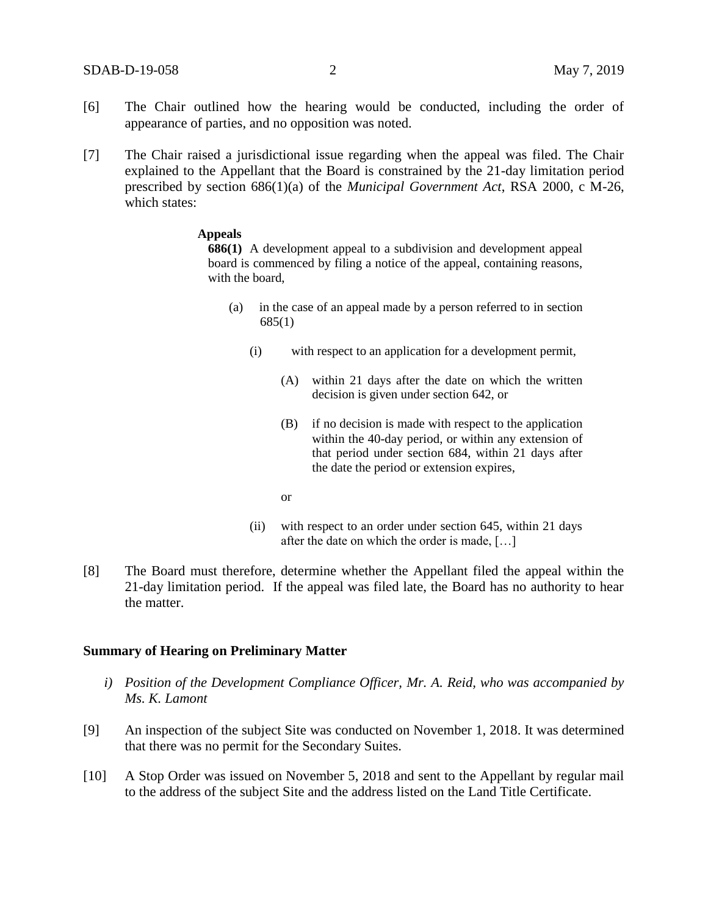[6] The Chair outlined how the hearing would be conducted, including the order of appearance of parties, and no opposition was noted.

[7] The Chair raised a jurisdictional issue regarding when the appeal was filed. The Chair explained to the Appellant that the Board is constrained by the 21-day limitation period prescribed by section 686(1)(a) of the *Municipal Government Act*, RSA 2000, c M-26, which states:

> **Appeals**
>
> **686(1)** A development appeal to a subdivision and development appeal board is commenced by filing a notice of the appeal, containing reasons, with the board,
>
> (a) in the case of an appeal made by a person referred to in section 685(1)
>
> (i) with respect to an application for a development permit,
>
> (A) within 21 days after the date on which the written decision is given under section 642, or
>
> (B) if no decision is made with respect to the application within the 40-day period, or within any extension of that period under section 684, within 21 days after the date the period or extension expires,
>
> or
>
> (ii) with respect to an order under section 645, within 21 days after the date on which the order is made, […]

[8] The Board must therefore, determine whether the Appellant filed the appeal within the 21-day limitation period. If the appeal was filed late, the Board has no authority to hear the matter.

**Summary of Hearing on Preliminary Matter**

*i) Position of the Development Compliance Officer, Mr. A. Reid, who was accompanied by Ms. K. Lamont*

[9] An inspection of the subject Site was conducted on November 1, 2018. It was determined that there was no permit for the Secondary Suites.

[10] A Stop Order was issued on November 5, 2018 and sent to the Appellant by regular mail to the address of the subject Site and the address listed on the Land Title Certificate.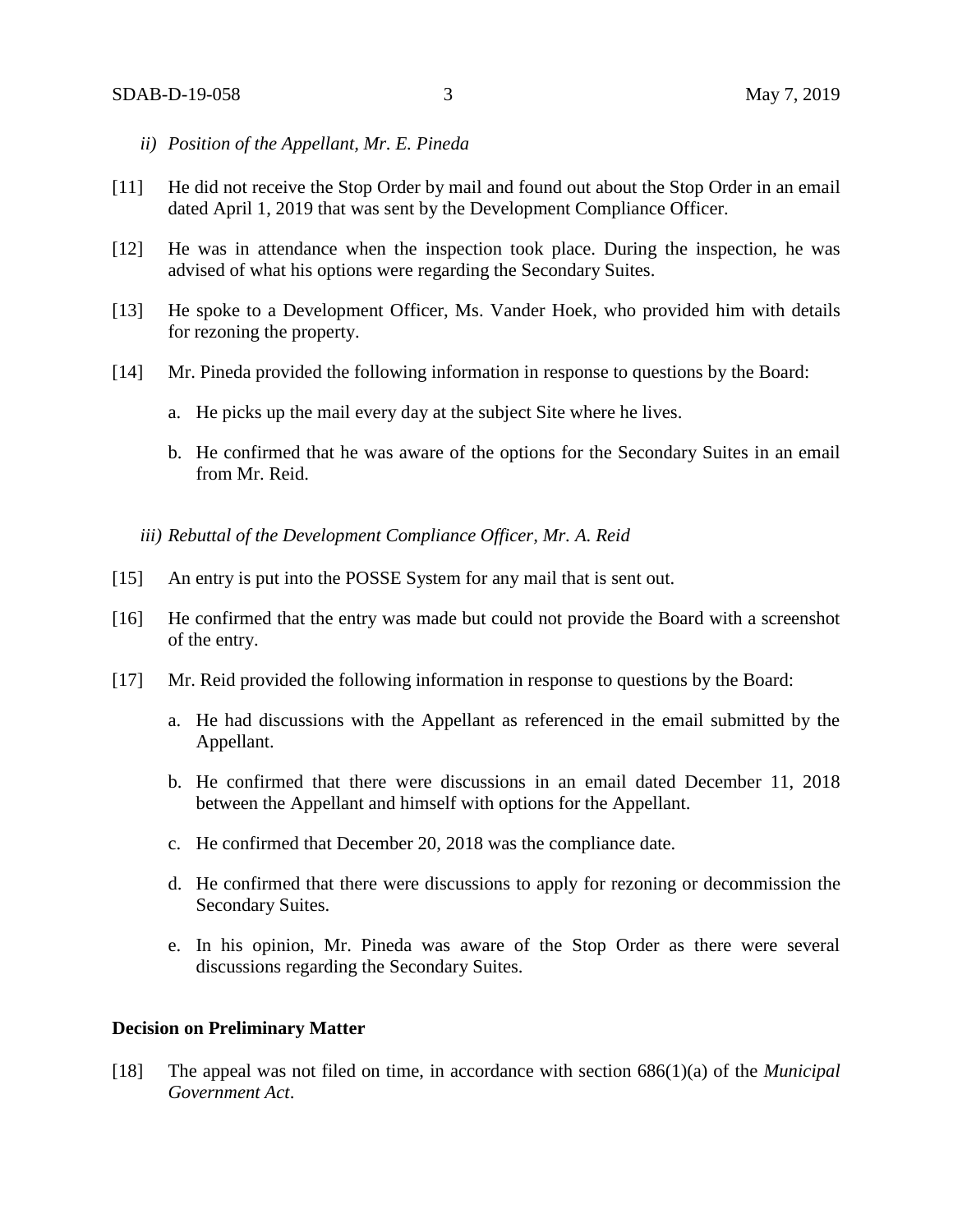*ii) Position of the Appellant, Mr. E. Pineda*

[11] He did not receive the Stop Order by mail and found out about the Stop Order in an email dated April 1, 2019 that was sent by the Development Compliance Officer.

[12] He was in attendance when the inspection took place. During the inspection, he was advised of what his options were regarding the Secondary Suites.

[13] He spoke to a Development Officer, Ms. Vander Hoek, who provided him with details for rezoning the property.

[14] Mr. Pineda provided the following information in response to questions by the Board:

a. He picks up the mail every day at the subject Site where he lives.

b. He confirmed that he was aware of the options for the Secondary Suites in an email from Mr. Reid.

*iii) Rebuttal of the Development Compliance Officer, Mr. A. Reid*

[15] An entry is put into the POSSE System for any mail that is sent out.

[16] He confirmed that the entry was made but could not provide the Board with a screenshot of the entry.

[17] Mr. Reid provided the following information in response to questions by the Board:

a. He had discussions with the Appellant as referenced in the email submitted by the Appellant.

b. He confirmed that there were discussions in an email dated December 11, 2018 between the Appellant and himself with options for the Appellant.

c. He confirmed that December 20, 2018 was the compliance date.

d. He confirmed that there were discussions to apply for rezoning or decommission the Secondary Suites.

e. In his opinion, Mr. Pineda was aware of the Stop Order as there were several discussions regarding the Secondary Suites.

**Decision on Preliminary Matter**

[18] The appeal was not filed on time, in accordance with section 686(1)(a) of the *Municipal Government Act*.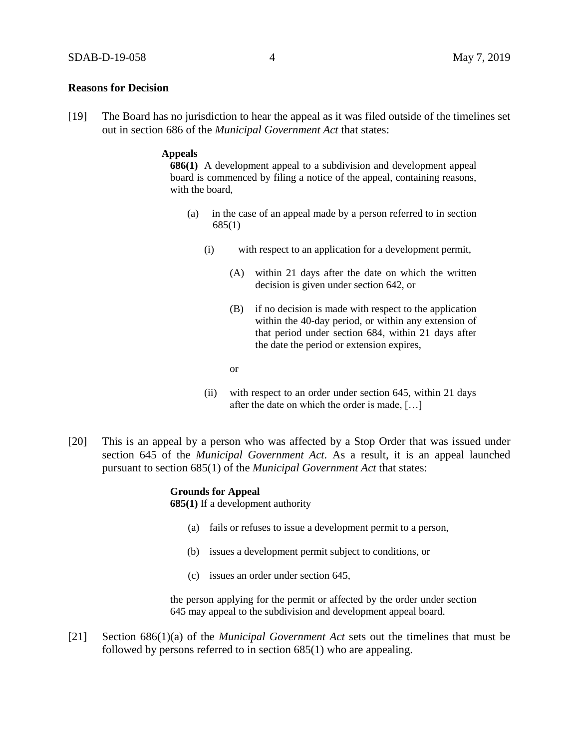**Reasons for Decision**

[19] The Board has no jurisdiction to hear the appeal as it was filed outside of the timelines set out in section 686 of the *Municipal Government Act* that states:

> **Appeals**
>
> **686(1)** A development appeal to a subdivision and development appeal board is commenced by filing a notice of the appeal, containing reasons, with the board,
>
> (a) in the case of an appeal made by a person referred to in section 685(1)
>
> (i) with respect to an application for a development permit,
>
> (A) within 21 days after the date on which the written decision is given under section 642, or
>
> (B) if no decision is made with respect to the application within the 40-day period, or within any extension of that period under section 684, within 21 days after the date the period or extension expires,
>
> or
>
> (ii) with respect to an order under section 645, within 21 days after the date on which the order is made, […]

[20] This is an appeal by a person who was affected by a Stop Order that was issued under section 645 of the *Municipal Government Act*. As a result, it is an appeal launched pursuant to section 685(1) of the *Municipal Government Act* that states:

> **Grounds for Appeal**
>
> **685(1)** If a development authority
>
> (a) fails or refuses to issue a development permit to a person,
>
> (b) issues a development permit subject to conditions, or
>
> (c) issues an order under section 645,
>
> the person applying for the permit or affected by the order under section 645 may appeal to the subdivision and development appeal board.

[21] Section 686(1)(a) of the *Municipal Government Act* sets out the timelines that must be followed by persons referred to in section 685(1) who are appealing.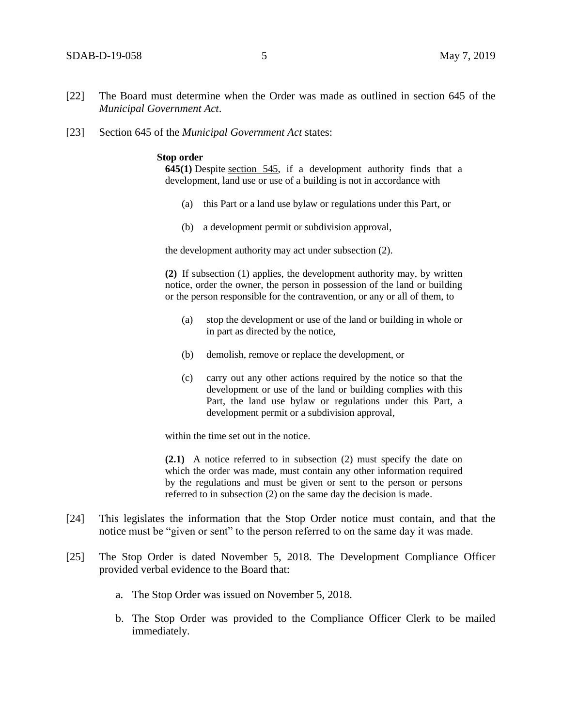[22] The Board must determine when the Order was made as outlined in section 645 of the *Municipal Government Act*.

[23] Section 645 of the *Municipal Government Act* states:

> **Stop order**
>
> **645(1)** Despite section 545, if a development authority finds that a development, land use or use of a building is not in accordance with
>
> (a) this Part or a land use bylaw or regulations under this Part, or
>
> (b) a development permit or subdivision approval,
>
> the development authority may act under subsection (2).
>
> **(2)** If subsection (1) applies, the development authority may, by written notice, order the owner, the person in possession of the land or building or the person responsible for the contravention, or any or all of them, to
>
> (a) stop the development or use of the land or building in whole or in part as directed by the notice,
>
> (b) demolish, remove or replace the development, or
>
> (c) carry out any other actions required by the notice so that the development or use of the land or building complies with this Part, the land use bylaw or regulations under this Part, a development permit or a subdivision approval,
>
> within the time set out in the notice.
>
> **(2.1)** A notice referred to in subsection (2) must specify the date on which the order was made, must contain any other information required by the regulations and must be given or sent to the person or persons referred to in subsection (2) on the same day the decision is made.

[24] This legislates the information that the Stop Order notice must contain, and that the notice must be "given or sent" to the person referred to on the same day it was made.

[25] The Stop Order is dated November 5, 2018. The Development Compliance Officer provided verbal evidence to the Board that:

a. The Stop Order was issued on November 5, 2018.

b. The Stop Order was provided to the Compliance Officer Clerk to be mailed immediately.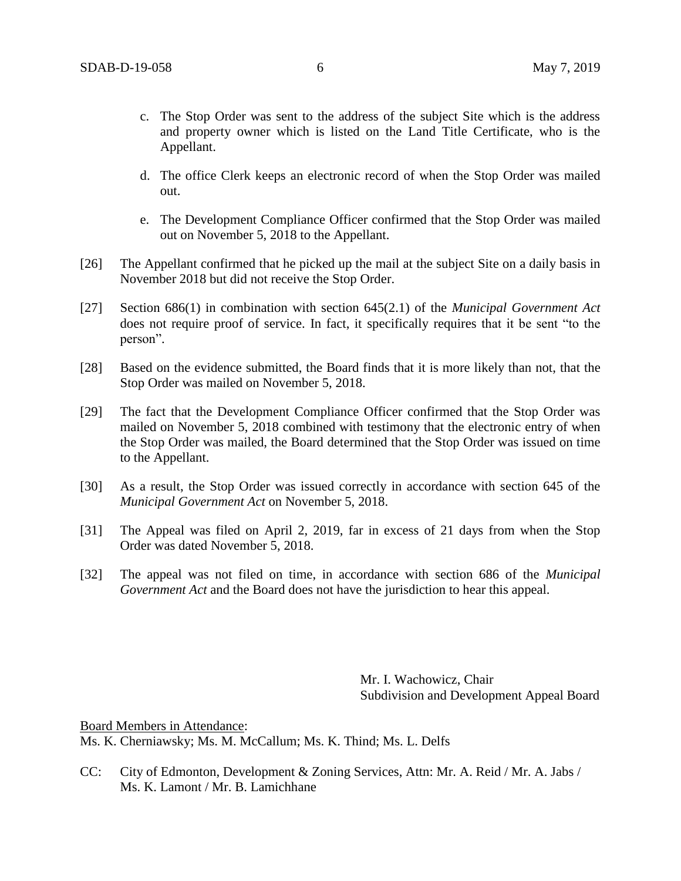c. The Stop Order was sent to the address of the subject Site which is the address and property owner which is listed on the Land Title Certificate, who is the Appellant.

d. The office Clerk keeps an electronic record of when the Stop Order was mailed out.

e. The Development Compliance Officer confirmed that the Stop Order was mailed out on November 5, 2018 to the Appellant.

[26] The Appellant confirmed that he picked up the mail at the subject Site on a daily basis in November 2018 but did not receive the Stop Order.

[27] Section 686(1) in combination with section 645(2.1) of the *Municipal Government Act* does not require proof of service. In fact, it specifically requires that it be sent "to the person".

[28] Based on the evidence submitted, the Board finds that it is more likely than not, that the Stop Order was mailed on November 5, 2018.

[29] The fact that the Development Compliance Officer confirmed that the Stop Order was mailed on November 5, 2018 combined with testimony that the electronic entry of when the Stop Order was mailed, the Board determined that the Stop Order was issued on time to the Appellant.

[30] As a result, the Stop Order was issued correctly in accordance with section 645 of the *Municipal Government Act* on November 5, 2018.

[31] The Appeal was filed on April 2, 2019, far in excess of 21 days from when the Stop Order was dated November 5, 2018.

[32] The appeal was not filed on time, in accordance with section 686 of the *Municipal Government Act* and the Board does not have the jurisdiction to hear this appeal.

Mr. I. Wachowicz, Chair
Subdivision and Development Appeal Board

Board Members in Attendance:
Ms. K. Cherniawsky; Ms. M. McCallum; Ms. K. Thind; Ms. L. Delfs

CC: City of Edmonton, Development & Zoning Services, Attn: Mr. A. Reid / Mr. A. Jabs / Ms. K. Lamont / Mr. B. Lamichhane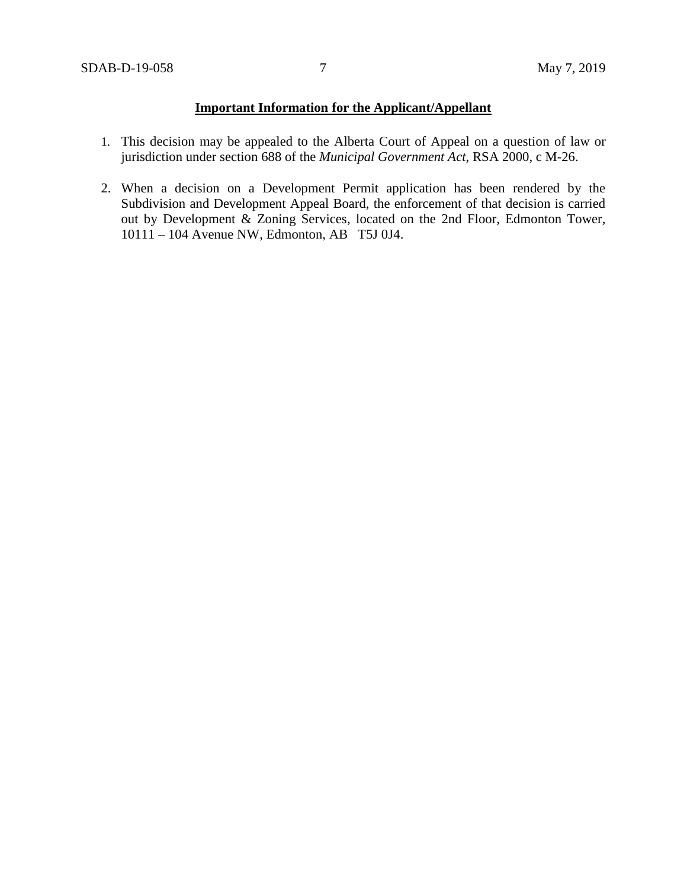**Important Information for the Applicant/Appellant**

1. This decision may be appealed to the Alberta Court of Appeal on a question of law or jurisdiction under section 688 of the *Municipal Government Act*, RSA 2000, c M-26.

2. When a decision on a Development Permit application has been rendered by the Subdivision and Development Appeal Board, the enforcement of that decision is carried out by Development & Zoning Services, located on the 2nd Floor, Edmonton Tower, 10111 – 104 Avenue NW, Edmonton, AB T5J 0J4.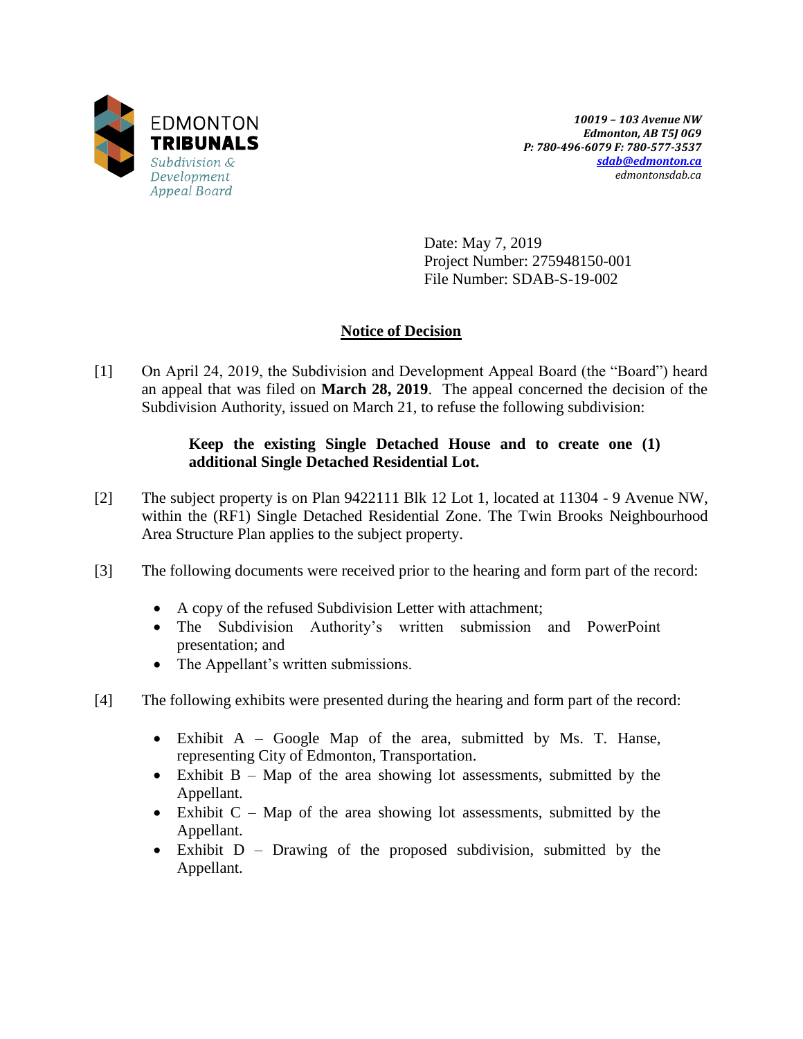EDMONTON **TRIBUNALS**
*Subdivision & Development Appeal Board*

***10019 – 103 Avenue NW***
***Edmonton, AB T5J 0G9***
***P: 780-496-6079 F: 780-577-3537***
***sdab@edmonton.ca***
*edmontonsdab.ca*

Date: May 7, 2019
Project Number: 275948150-001
File Number: SDAB-S-19-002

## Notice of Decision

[1] On April 24, 2019, the Subdivision and Development Appeal Board (the "Board") heard an appeal that was filed on **March 28, 2019**. The appeal concerned the decision of the Subdivision Authority, issued on March 21, to refuse the following subdivision:

> **Keep the existing Single Detached House and to create one (1) additional Single Detached Residential Lot.**

[2] The subject property is on Plan 9422111 Blk 12 Lot 1, located at 11304 - 9 Avenue NW, within the (RF1) Single Detached Residential Zone. The Twin Brooks Neighbourhood Area Structure Plan applies to the subject property.

[3] The following documents were received prior to the hearing and form part of the record:

- A copy of the refused Subdivision Letter with attachment;
- The Subdivision Authority's written submission and PowerPoint presentation; and
- The Appellant's written submissions.

[4] The following exhibits were presented during the hearing and form part of the record:

- Exhibit A – Google Map of the area, submitted by Ms. T. Hanse, representing City of Edmonton, Transportation.
- Exhibit B – Map of the area showing lot assessments, submitted by the Appellant.
- Exhibit C – Map of the area showing lot assessments, submitted by the Appellant.
- Exhibit D – Drawing of the proposed subdivision, submitted by the Appellant.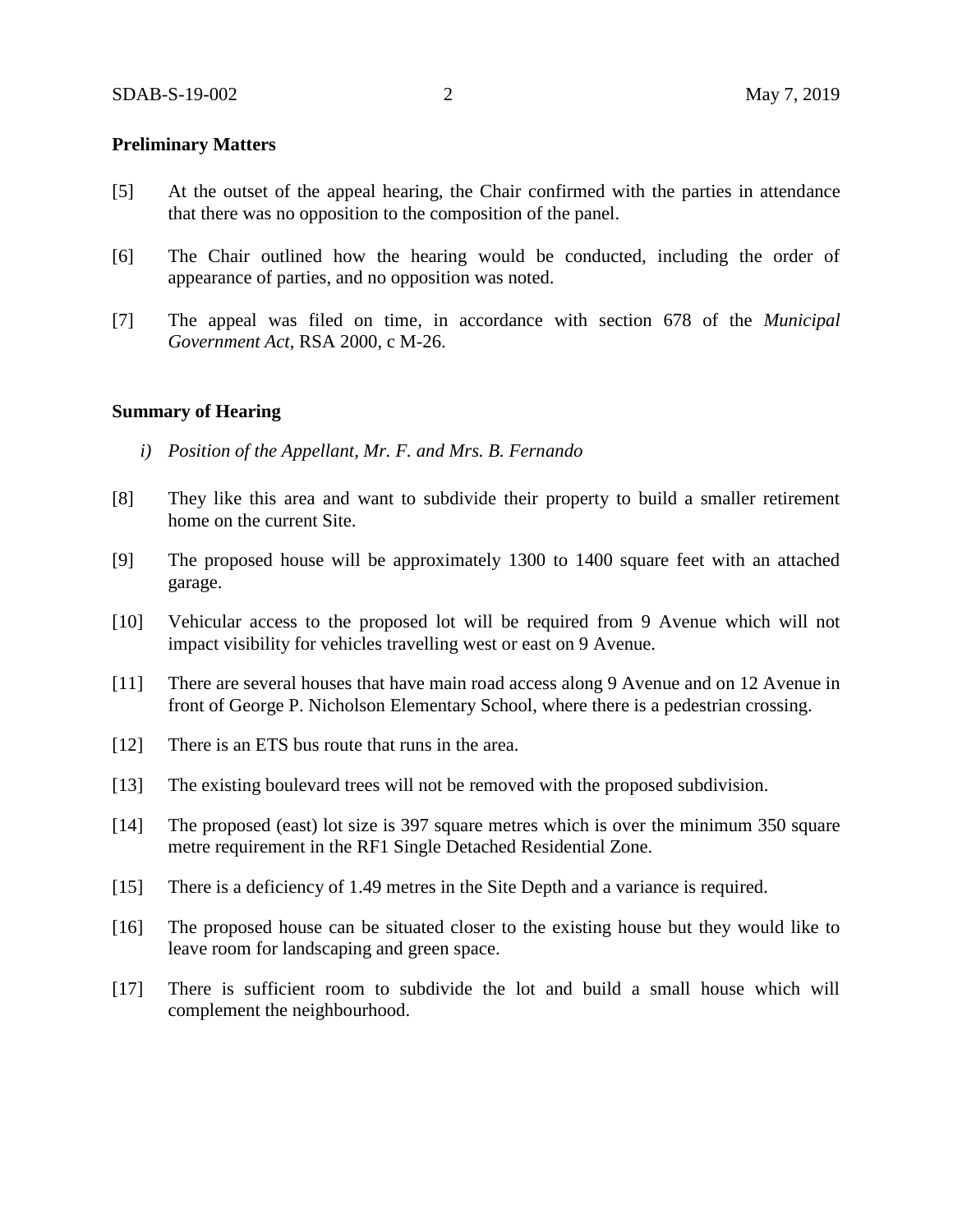**Preliminary Matters**

[5] At the outset of the appeal hearing, the Chair confirmed with the parties in attendance that there was no opposition to the composition of the panel.

[6] The Chair outlined how the hearing would be conducted, including the order of appearance of parties, and no opposition was noted.

[7] The appeal was filed on time, in accordance with section 678 of the *Municipal Government Act*, RSA 2000, c M-26.

**Summary of Hearing**

*i) Position of the Appellant, Mr. F. and Mrs. B. Fernando*

[8] They like this area and want to subdivide their property to build a smaller retirement home on the current Site.

[9] The proposed house will be approximately 1300 to 1400 square feet with an attached garage.

[10] Vehicular access to the proposed lot will be required from 9 Avenue which will not impact visibility for vehicles travelling west or east on 9 Avenue.

[11] There are several houses that have main road access along 9 Avenue and on 12 Avenue in front of George P. Nicholson Elementary School, where there is a pedestrian crossing.

[12] There is an ETS bus route that runs in the area.

[13] The existing boulevard trees will not be removed with the proposed subdivision.

[14] The proposed (east) lot size is 397 square metres which is over the minimum 350 square metre requirement in the RF1 Single Detached Residential Zone.

[15] There is a deficiency of 1.49 metres in the Site Depth and a variance is required.

[16] The proposed house can be situated closer to the existing house but they would like to leave room for landscaping and green space.

[17] There is sufficient room to subdivide the lot and build a small house which will complement the neighbourhood.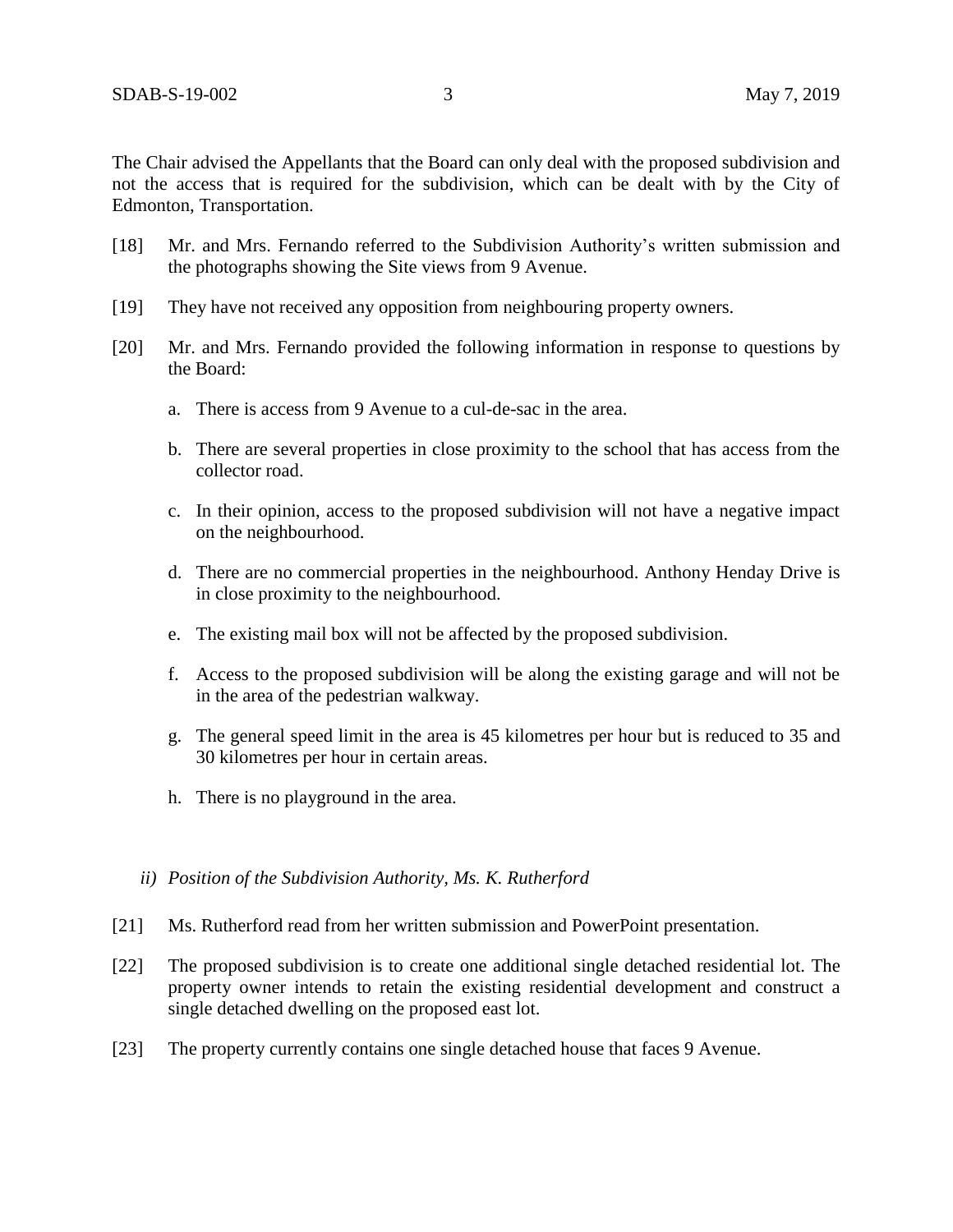The Chair advised the Appellants that the Board can only deal with the proposed subdivision and not the access that is required for the subdivision, which can be dealt with by the City of Edmonton, Transportation.

[18] Mr. and Mrs. Fernando referred to the Subdivision Authority's written submission and the photographs showing the Site views from 9 Avenue.

[19] They have not received any opposition from neighbouring property owners.

[20] Mr. and Mrs. Fernando provided the following information in response to questions by the Board:

a. There is access from 9 Avenue to a cul-de-sac in the area.

b. There are several properties in close proximity to the school that has access from the collector road.

c. In their opinion, access to the proposed subdivision will not have a negative impact on the neighbourhood.

d. There are no commercial properties in the neighbourhood. Anthony Henday Drive is in close proximity to the neighbourhood.

e. The existing mail box will not be affected by the proposed subdivision.

f. Access to the proposed subdivision will be along the existing garage and will not be in the area of the pedestrian walkway.

g. The general speed limit in the area is 45 kilometres per hour but is reduced to 35 and 30 kilometres per hour in certain areas.

h. There is no playground in the area.

*ii) Position of the Subdivision Authority, Ms. K. Rutherford*

[21] Ms. Rutherford read from her written submission and PowerPoint presentation.

[22] The proposed subdivision is to create one additional single detached residential lot. The property owner intends to retain the existing residential development and construct a single detached dwelling on the proposed east lot.

[23] The property currently contains one single detached house that faces 9 Avenue.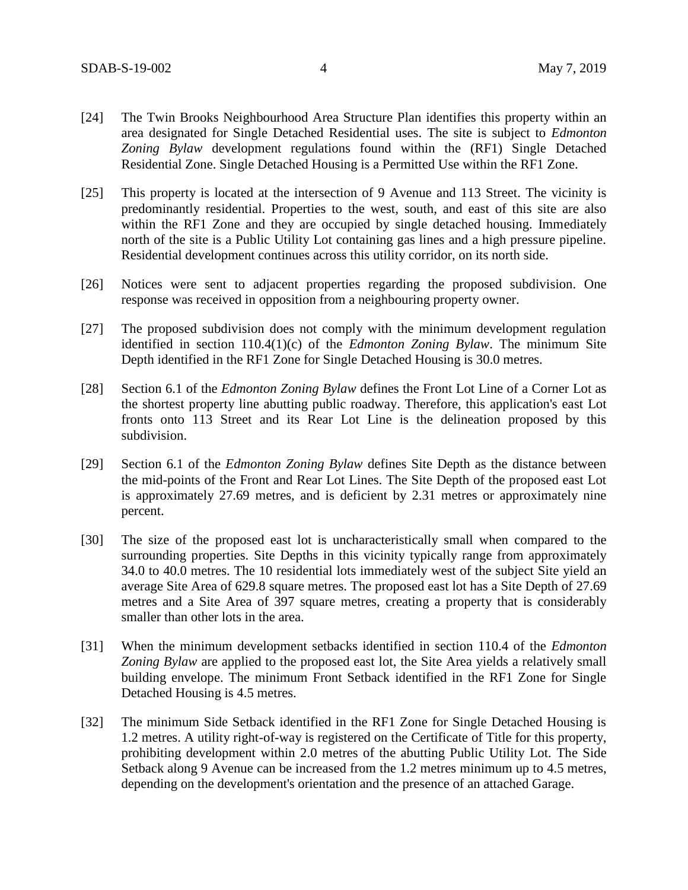[24] The Twin Brooks Neighbourhood Area Structure Plan identifies this property within an area designated for Single Detached Residential uses. The site is subject to *Edmonton Zoning Bylaw* development regulations found within the (RF1) Single Detached Residential Zone. Single Detached Housing is a Permitted Use within the RF1 Zone.

[25] This property is located at the intersection of 9 Avenue and 113 Street. The vicinity is predominantly residential. Properties to the west, south, and east of this site are also within the RF1 Zone and they are occupied by single detached housing. Immediately north of the site is a Public Utility Lot containing gas lines and a high pressure pipeline. Residential development continues across this utility corridor, on its north side.

[26] Notices were sent to adjacent properties regarding the proposed subdivision. One response was received in opposition from a neighbouring property owner.

[27] The proposed subdivision does not comply with the minimum development regulation identified in section 110.4(1)(c) of the *Edmonton Zoning Bylaw*. The minimum Site Depth identified in the RF1 Zone for Single Detached Housing is 30.0 metres.

[28] Section 6.1 of the *Edmonton Zoning Bylaw* defines the Front Lot Line of a Corner Lot as the shortest property line abutting public roadway. Therefore, this application's east Lot fronts onto 113 Street and its Rear Lot Line is the delineation proposed by this subdivision.

[29] Section 6.1 of the *Edmonton Zoning Bylaw* defines Site Depth as the distance between the mid-points of the Front and Rear Lot Lines. The Site Depth of the proposed east Lot is approximately 27.69 metres, and is deficient by 2.31 metres or approximately nine percent.

[30] The size of the proposed east lot is uncharacteristically small when compared to the surrounding properties. Site Depths in this vicinity typically range from approximately 34.0 to 40.0 metres. The 10 residential lots immediately west of the subject Site yield an average Site Area of 629.8 square metres. The proposed east lot has a Site Depth of 27.69 metres and a Site Area of 397 square metres, creating a property that is considerably smaller than other lots in the area.

[31] When the minimum development setbacks identified in section 110.4 of the *Edmonton Zoning Bylaw* are applied to the proposed east lot, the Site Area yields a relatively small building envelope. The minimum Front Setback identified in the RF1 Zone for Single Detached Housing is 4.5 metres.

[32] The minimum Side Setback identified in the RF1 Zone for Single Detached Housing is 1.2 metres. A utility right-of-way is registered on the Certificate of Title for this property, prohibiting development within 2.0 metres of the abutting Public Utility Lot. The Side Setback along 9 Avenue can be increased from the 1.2 metres minimum up to 4.5 metres, depending on the development's orientation and the presence of an attached Garage.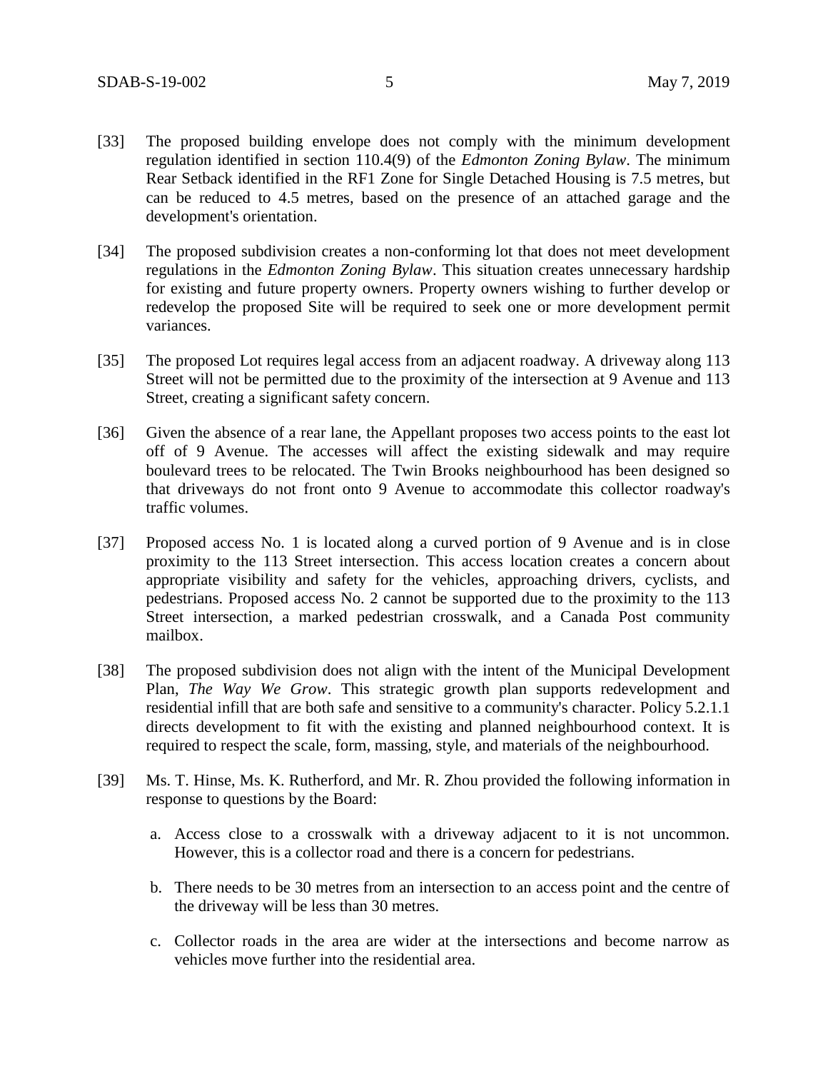[33] The proposed building envelope does not comply with the minimum development regulation identified in section 110.4(9) of the *Edmonton Zoning Bylaw*. The minimum Rear Setback identified in the RF1 Zone for Single Detached Housing is 7.5 metres, but can be reduced to 4.5 metres, based on the presence of an attached garage and the development's orientation.

[34] The proposed subdivision creates a non-conforming lot that does not meet development regulations in the *Edmonton Zoning Bylaw*. This situation creates unnecessary hardship for existing and future property owners. Property owners wishing to further develop or redevelop the proposed Site will be required to seek one or more development permit variances.

[35] The proposed Lot requires legal access from an adjacent roadway. A driveway along 113 Street will not be permitted due to the proximity of the intersection at 9 Avenue and 113 Street, creating a significant safety concern.

[36] Given the absence of a rear lane, the Appellant proposes two access points to the east lot off of 9 Avenue. The accesses will affect the existing sidewalk and may require boulevard trees to be relocated. The Twin Brooks neighbourhood has been designed so that driveways do not front onto 9 Avenue to accommodate this collector roadway's traffic volumes.

[37] Proposed access No. 1 is located along a curved portion of 9 Avenue and is in close proximity to the 113 Street intersection. This access location creates a concern about appropriate visibility and safety for the vehicles, approaching drivers, cyclists, and pedestrians. Proposed access No. 2 cannot be supported due to the proximity to the 113 Street intersection, a marked pedestrian crosswalk, and a Canada Post community mailbox.

[38] The proposed subdivision does not align with the intent of the Municipal Development Plan, *The Way We Grow*. This strategic growth plan supports redevelopment and residential infill that are both safe and sensitive to a community's character. Policy 5.2.1.1 directs development to fit with the existing and planned neighbourhood context. It is required to respect the scale, form, massing, style, and materials of the neighbourhood.

[39] Ms. T. Hinse, Ms. K. Rutherford, and Mr. R. Zhou provided the following information in response to questions by the Board:

a. Access close to a crosswalk with a driveway adjacent to it is not uncommon. However, this is a collector road and there is a concern for pedestrians.

b. There needs to be 30 metres from an intersection to an access point and the centre of the driveway will be less than 30 metres.

c. Collector roads in the area are wider at the intersections and become narrow as vehicles move further into the residential area.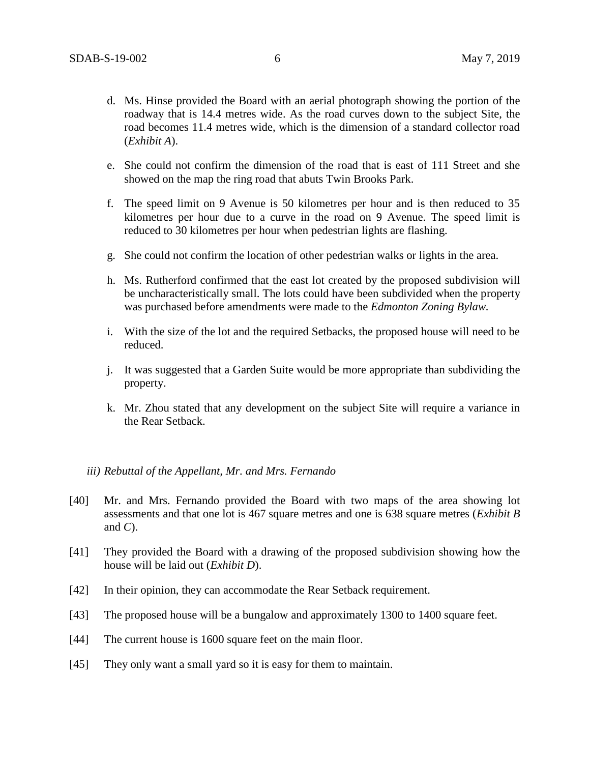d. Ms. Hinse provided the Board with an aerial photograph showing the portion of the roadway that is 14.4 metres wide. As the road curves down to the subject Site, the road becomes 11.4 metres wide, which is the dimension of a standard collector road (*Exhibit A*).

e. She could not confirm the dimension of the road that is east of 111 Street and she showed on the map the ring road that abuts Twin Brooks Park.

f. The speed limit on 9 Avenue is 50 kilometres per hour and is then reduced to 35 kilometres per hour due to a curve in the road on 9 Avenue. The speed limit is reduced to 30 kilometres per hour when pedestrian lights are flashing.

g. She could not confirm the location of other pedestrian walks or lights in the area.

h. Ms. Rutherford confirmed that the east lot created by the proposed subdivision will be uncharacteristically small. The lots could have been subdivided when the property was purchased before amendments were made to the *Edmonton Zoning Bylaw.*

i. With the size of the lot and the required Setbacks, the proposed house will need to be reduced.

j. It was suggested that a Garden Suite would be more appropriate than subdividing the property.

k. Mr. Zhou stated that any development on the subject Site will require a variance in the Rear Setback.

*iii) Rebuttal of the Appellant, Mr. and Mrs. Fernando*

[40] Mr. and Mrs. Fernando provided the Board with two maps of the area showing lot assessments and that one lot is 467 square metres and one is 638 square metres (*Exhibit B* and *C*).

[41] They provided the Board with a drawing of the proposed subdivision showing how the house will be laid out (*Exhibit D*).

[42] In their opinion, they can accommodate the Rear Setback requirement.

[43] The proposed house will be a bungalow and approximately 1300 to 1400 square feet.

[44] The current house is 1600 square feet on the main floor.

[45] They only want a small yard so it is easy for them to maintain.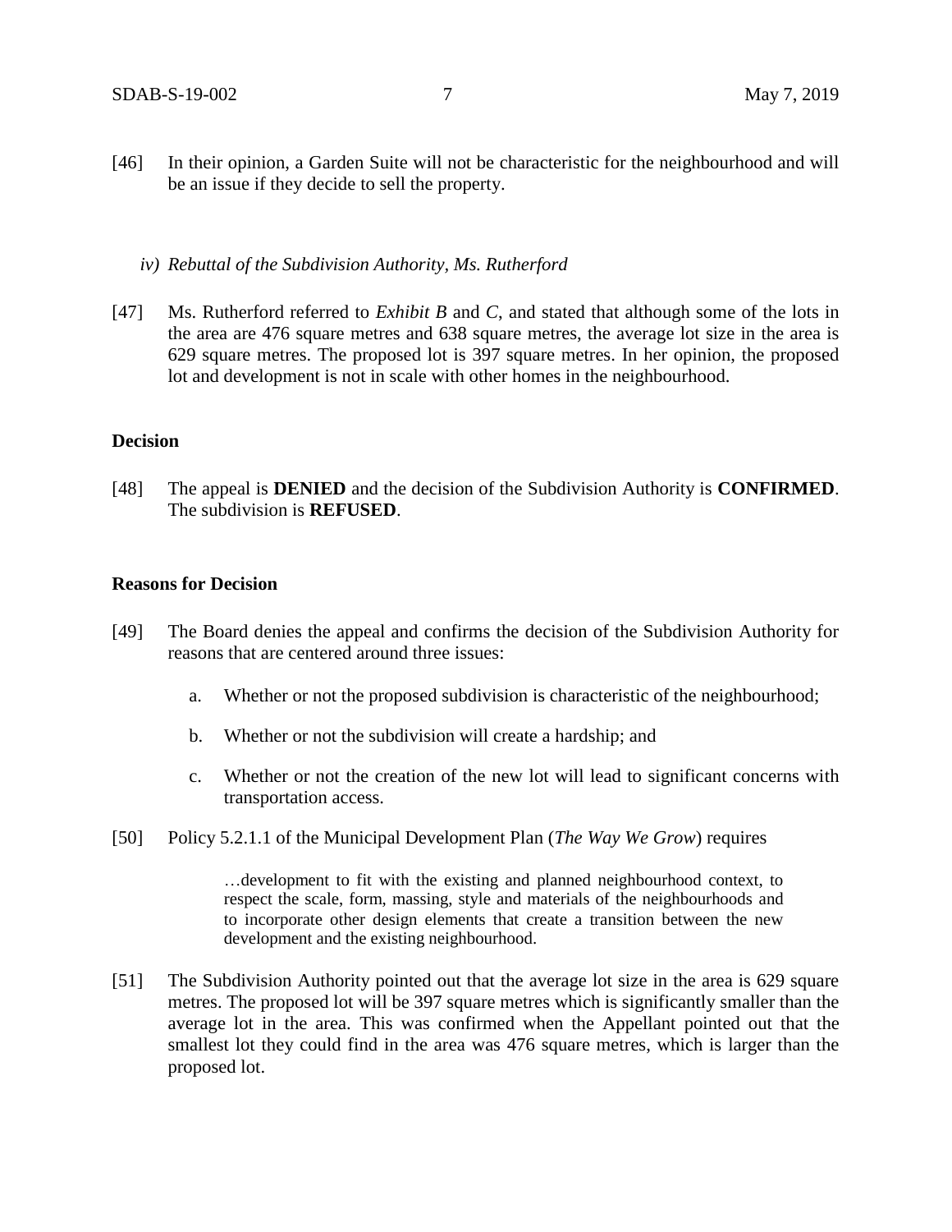[46] In their opinion, a Garden Suite will not be characteristic for the neighbourhood and will be an issue if they decide to sell the property.

*iv) Rebuttal of the Subdivision Authority, Ms. Rutherford*

[47] Ms. Rutherford referred to *Exhibit B* and *C*, and stated that although some of the lots in the area are 476 square metres and 638 square metres, the average lot size in the area is 629 square metres. The proposed lot is 397 square metres. In her opinion, the proposed lot and development is not in scale with other homes in the neighbourhood.

**Decision**

[48] The appeal is **DENIED** and the decision of the Subdivision Authority is **CONFIRMED**. The subdivision is **REFUSED**.

**Reasons for Decision**

[49] The Board denies the appeal and confirms the decision of the Subdivision Authority for reasons that are centered around three issues:

a. Whether or not the proposed subdivision is characteristic of the neighbourhood;

b. Whether or not the subdivision will create a hardship; and

c. Whether or not the creation of the new lot will lead to significant concerns with transportation access.

[50] Policy 5.2.1.1 of the Municipal Development Plan (*The Way We Grow*) requires

> …development to fit with the existing and planned neighbourhood context, to respect the scale, form, massing, style and materials of the neighbourhoods and to incorporate other design elements that create a transition between the new development and the existing neighbourhood.

[51] The Subdivision Authority pointed out that the average lot size in the area is 629 square metres. The proposed lot will be 397 square metres which is significantly smaller than the average lot in the area. This was confirmed when the Appellant pointed out that the smallest lot they could find in the area was 476 square metres, which is larger than the proposed lot.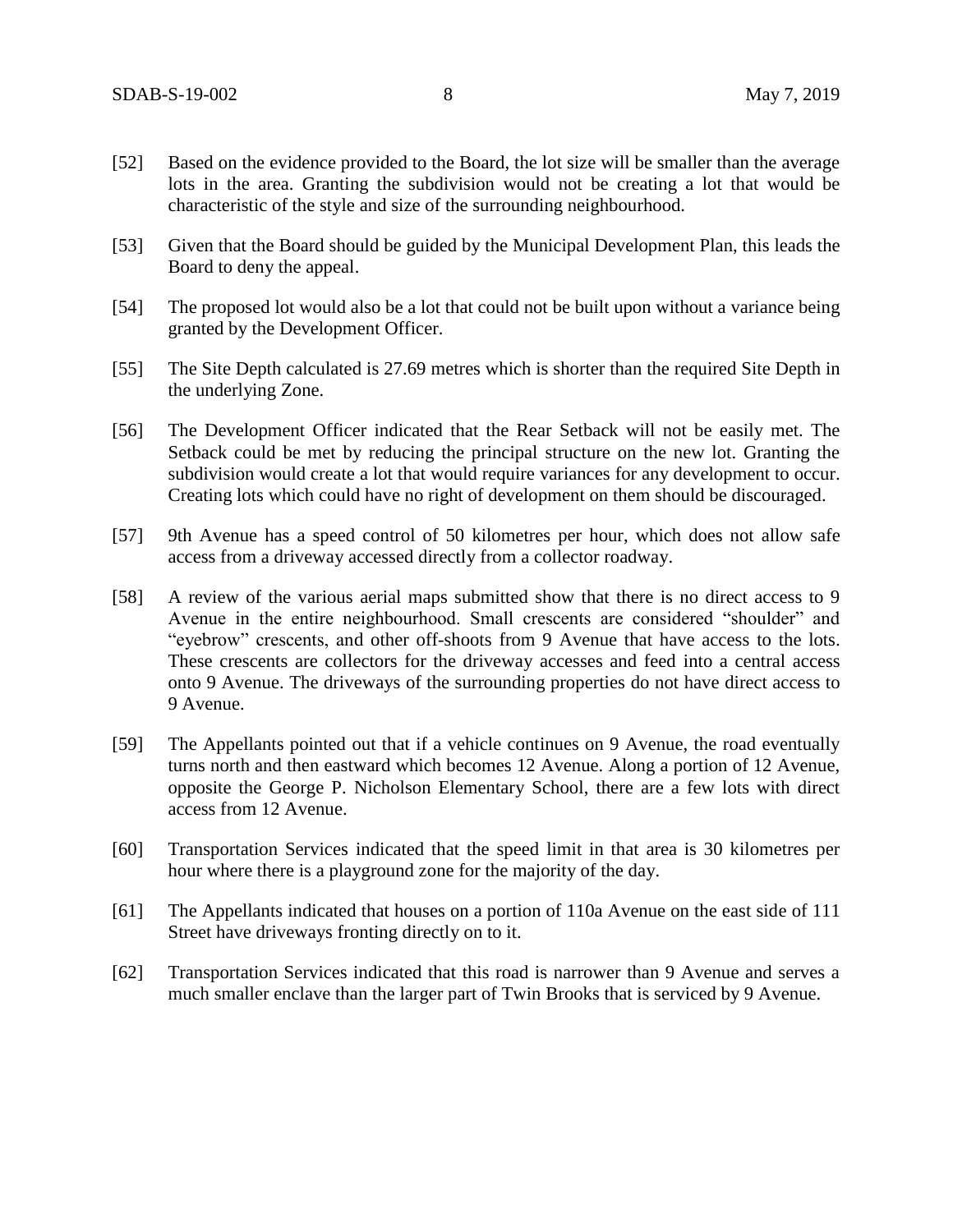[52] Based on the evidence provided to the Board, the lot size will be smaller than the average lots in the area. Granting the subdivision would not be creating a lot that would be characteristic of the style and size of the surrounding neighbourhood.

[53] Given that the Board should be guided by the Municipal Development Plan, this leads the Board to deny the appeal.

[54] The proposed lot would also be a lot that could not be built upon without a variance being granted by the Development Officer.

[55] The Site Depth calculated is 27.69 metres which is shorter than the required Site Depth in the underlying Zone.

[56] The Development Officer indicated that the Rear Setback will not be easily met. The Setback could be met by reducing the principal structure on the new lot. Granting the subdivision would create a lot that would require variances for any development to occur. Creating lots which could have no right of development on them should be discouraged.

[57] 9th Avenue has a speed control of 50 kilometres per hour, which does not allow safe access from a driveway accessed directly from a collector roadway.

[58] A review of the various aerial maps submitted show that there is no direct access to 9 Avenue in the entire neighbourhood. Small crescents are considered "shoulder" and "eyebrow" crescents, and other off-shoots from 9 Avenue that have access to the lots. These crescents are collectors for the driveway accesses and feed into a central access onto 9 Avenue. The driveways of the surrounding properties do not have direct access to 9 Avenue.

[59] The Appellants pointed out that if a vehicle continues on 9 Avenue, the road eventually turns north and then eastward which becomes 12 Avenue. Along a portion of 12 Avenue, opposite the George P. Nicholson Elementary School, there are a few lots with direct access from 12 Avenue.

[60] Transportation Services indicated that the speed limit in that area is 30 kilometres per hour where there is a playground zone for the majority of the day.

[61] The Appellants indicated that houses on a portion of 110a Avenue on the east side of 111 Street have driveways fronting directly on to it.

[62] Transportation Services indicated that this road is narrower than 9 Avenue and serves a much smaller enclave than the larger part of Twin Brooks that is serviced by 9 Avenue.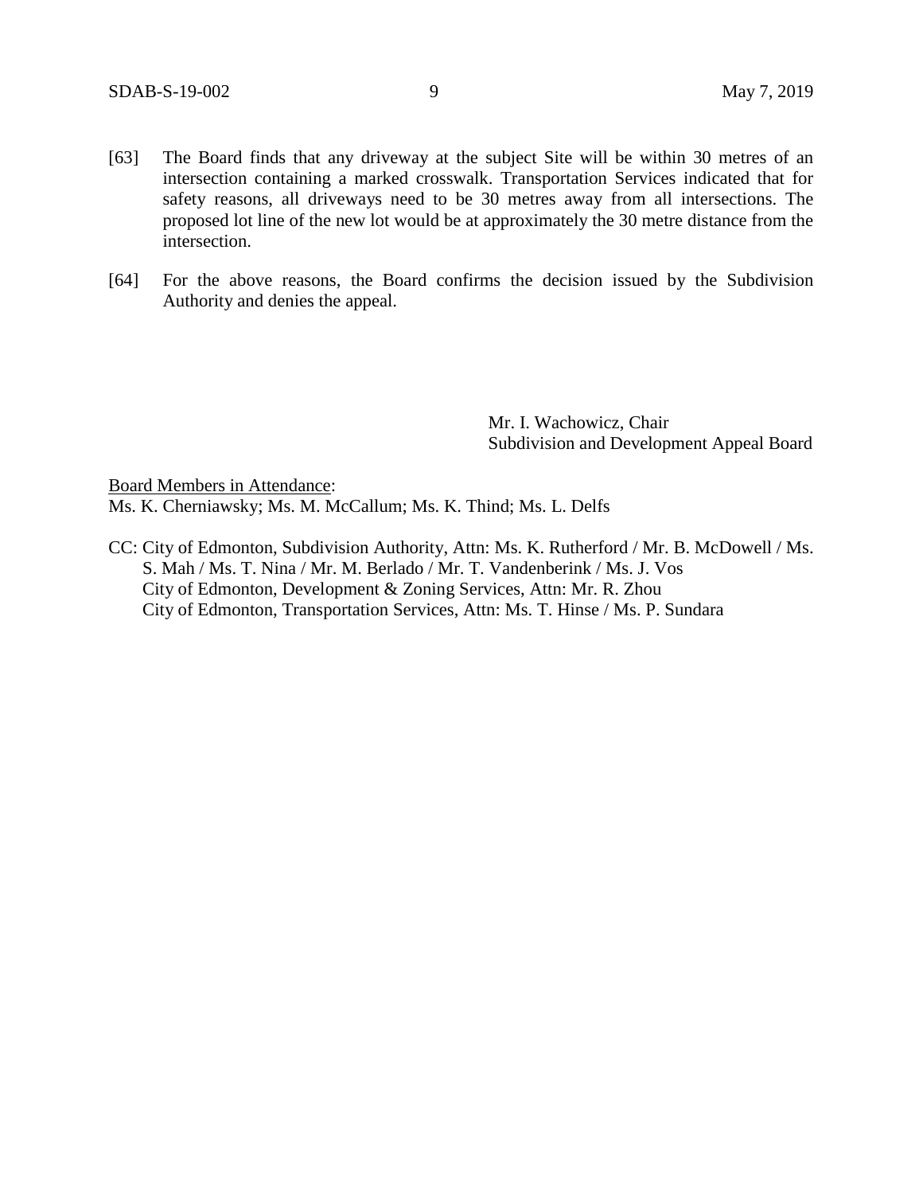[63] The Board finds that any driveway at the subject Site will be within 30 metres of an intersection containing a marked crosswalk. Transportation Services indicated that for safety reasons, all driveways need to be 30 metres away from all intersections. The proposed lot line of the new lot would be at approximately the 30 metre distance from the intersection.

[64] For the above reasons, the Board confirms the decision issued by the Subdivision Authority and denies the appeal.

Mr. I. Wachowicz, Chair
Subdivision and Development Appeal Board

<u>Board Members in Attendance</u>:
Ms. K. Cherniawsky; Ms. M. McCallum; Ms. K. Thind; Ms. L. Delfs

CC: City of Edmonton, Subdivision Authority, Attn: Ms. K. Rutherford / Mr. B. McDowell / Ms. S. Mah / Ms. T. Nina / Mr. M. Berlado / Mr. T. Vandenberink / Ms. J. Vos
City of Edmonton, Development & Zoning Services, Attn: Mr. R. Zhou
City of Edmonton, Transportation Services, Attn: Ms. T. Hinse / Ms. P. Sundara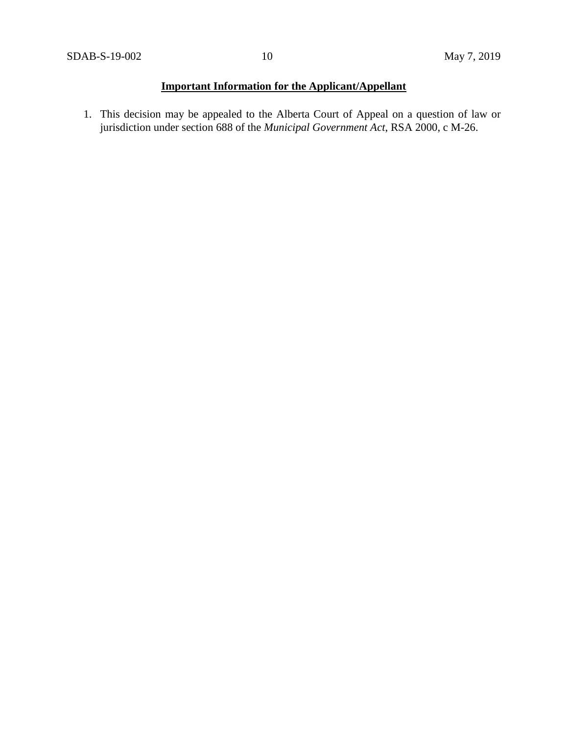**Important Information for the Applicant/Appellant**

1. This decision may be appealed to the Alberta Court of Appeal on a question of law or jurisdiction under section 688 of the *Municipal Government Act*, RSA 2000, c M-26.